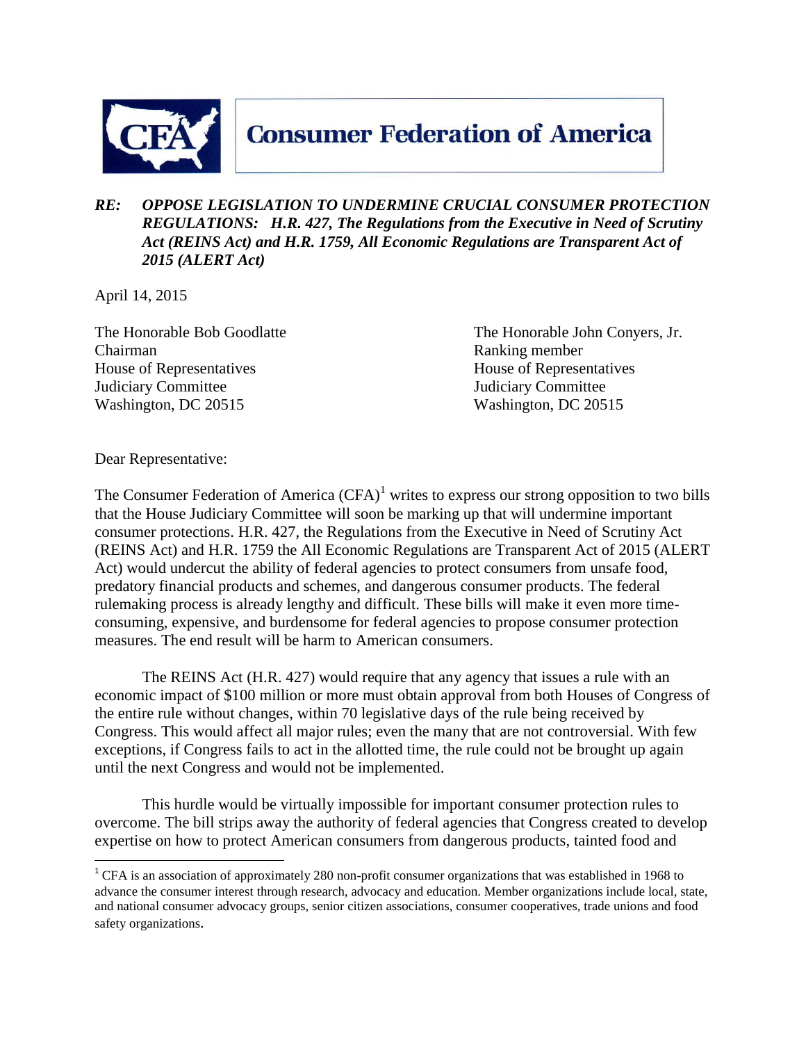# Consumer Federation of America

***RE: OPPOSE LEGISLATION TO UNDERMINE CRUCIAL CONSUMER PROTECTION REGULATIONS: H.R. 427, The Regulations from the Executive in Need of Scrutiny Act (REINS Act) and H.R. 1759, All Economic Regulations are Transparent Act of 2015 (ALERT Act)***

April 14, 2015

The Honorable Bob Goodlatte
Chairman
House of Representatives
Judiciary Committee
Washington, DC 20515

The Honorable John Conyers, Jr.
Ranking member
House of Representatives
Judiciary Committee
Washington, DC 20515

Dear Representative:

The Consumer Federation of America (CFA)[1] writes to express our strong opposition to two bills that the House Judiciary Committee will soon be marking up that will undermine important consumer protections. H.R. 427, the Regulations from the Executive in Need of Scrutiny Act (REINS Act) and H.R. 1759 the All Economic Regulations are Transparent Act of 2015 (ALERT Act) would undercut the ability of federal agencies to protect consumers from unsafe food, predatory financial products and schemes, and dangerous consumer products. The federal rulemaking process is already lengthy and difficult. These bills will make it even more time-consuming, expensive, and burdensome for federal agencies to propose consumer protection measures. The end result will be harm to American consumers.

The REINS Act (H.R. 427) would require that any agency that issues a rule with an economic impact of $100 million or more must obtain approval from both Houses of Congress of the entire rule without changes, within 70 legislative days of the rule being received by Congress. This would affect all major rules; even the many that are not controversial. With few exceptions, if Congress fails to act in the allotted time, the rule could not be brought up again until the next Congress and would not be implemented.

This hurdle would be virtually impossible for important consumer protection rules to overcome. The bill strips away the authority of federal agencies that Congress created to develop expertise on how to protect American consumers from dangerous products, tainted food and

[1] CFA is an association of approximately 280 non-profit consumer organizations that was established in 1968 to advance the consumer interest through research, advocacy and education. Member organizations include local, state, and national consumer advocacy groups, senior citizen associations, consumer cooperatives, trade unions and food safety organizations.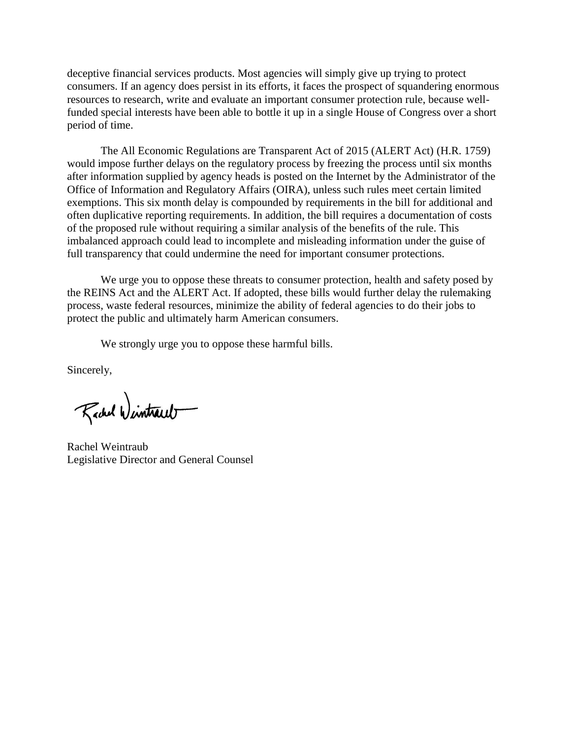deceptive financial services products. Most agencies will simply give up trying to protect consumers. If an agency does persist in its efforts, it faces the prospect of squandering enormous resources to research, write and evaluate an important consumer protection rule, because well-funded special interests have been able to bottle it up in a single House of Congress over a short period of time.

The All Economic Regulations are Transparent Act of 2015 (ALERT Act) (H.R. 1759) would impose further delays on the regulatory process by freezing the process until six months after information supplied by agency heads is posted on the Internet by the Administrator of the Office of Information and Regulatory Affairs (OIRA), unless such rules meet certain limited exemptions. This six month delay is compounded by requirements in the bill for additional and often duplicative reporting requirements. In addition, the bill requires a documentation of costs of the proposed rule without requiring a similar analysis of the benefits of the rule. This imbalanced approach could lead to incomplete and misleading information under the guise of full transparency that could undermine the need for important consumer protections.

We urge you to oppose these threats to consumer protection, health and safety posed by the REINS Act and the ALERT Act. If adopted, these bills would further delay the rulemaking process, waste federal resources, minimize the ability of federal agencies to do their jobs to protect the public and ultimately harm American consumers.

We strongly urge you to oppose these harmful bills.

Sincerely,

Rachel Weintraub

Rachel Weintraub
Legislative Director and General Counsel